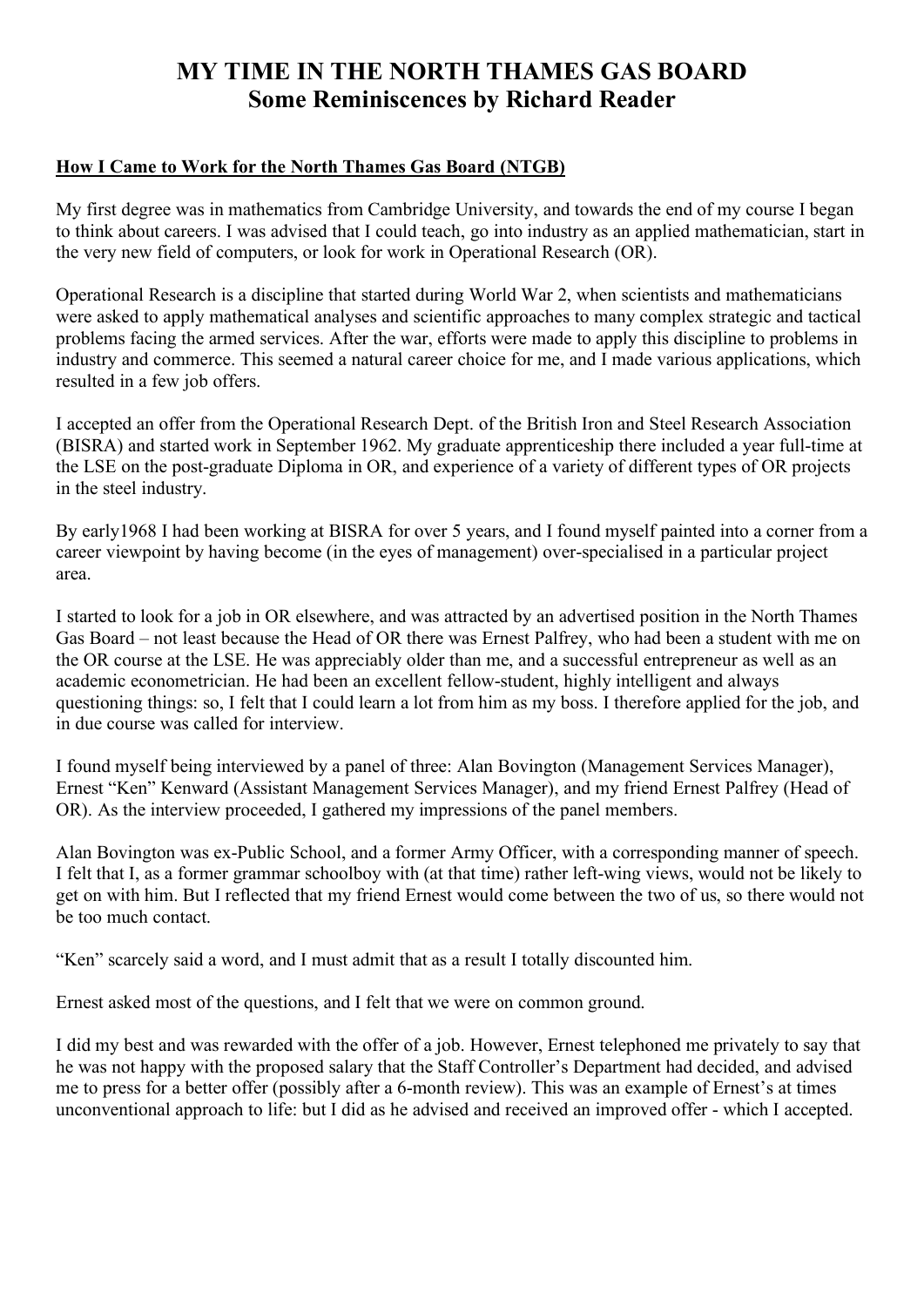# MY TIME IN THE NORTH THAMES GAS BOARD
## Some Reminiscences by Richard Reader

### How I Came to Work for the North Thames Gas Board (NTGB)

My first degree was in mathematics from Cambridge University, and towards the end of my course I began to think about careers. I was advised that I could teach, go into industry as an applied mathematician, start in the very new field of computers, or look for work in Operational Research (OR).

Operational Research is a discipline that started during World War 2, when scientists and mathematicians were asked to apply mathematical analyses and scientific approaches to many complex strategic and tactical problems facing the armed services. After the war, efforts were made to apply this discipline to problems in industry and commerce. This seemed a natural career choice for me, and I made various applications, which resulted in a few job offers.

I accepted an offer from the Operational Research Dept. of the British Iron and Steel Research Association (BISRA) and started work in September 1962. My graduate apprenticeship there included a year full-time at the LSE on the post-graduate Diploma in OR, and experience of a variety of different types of OR projects in the steel industry.

By early1968 I had been working at BISRA for over 5 years, and I found myself painted into a corner from a career viewpoint by having become (in the eyes of management) over-specialised in a particular project area.

I started to look for a job in OR elsewhere, and was attracted by an advertised position in the North Thames Gas Board – not least because the Head of OR there was Ernest Palfrey, who had been a student with me on the OR course at the LSE. He was appreciably older than me, and a successful entrepreneur as well as an academic econometrician. He had been an excellent fellow-student, highly intelligent and always questioning things: so, I felt that I could learn a lot from him as my boss. I therefore applied for the job, and in due course was called for interview.

I found myself being interviewed by a panel of three: Alan Bovington (Management Services Manager), Ernest "Ken" Kenward (Assistant Management Services Manager), and my friend Ernest Palfrey (Head of OR). As the interview proceeded, I gathered my impressions of the panel members.

Alan Bovington was ex-Public School, and a former Army Officer, with a corresponding manner of speech. I felt that I, as a former grammar schoolboy with (at that time) rather left-wing views, would not be likely to get on with him. But I reflected that my friend Ernest would come between the two of us, so there would not be too much contact.

"Ken" scarcely said a word, and I must admit that as a result I totally discounted him.

Ernest asked most of the questions, and I felt that we were on common ground.

I did my best and was rewarded with the offer of a job. However, Ernest telephoned me privately to say that he was not happy with the proposed salary that the Staff Controller's Department had decided, and advised me to press for a better offer (possibly after a 6-month review). This was an example of Ernest's at times unconventional approach to life: but I did as he advised and received an improved offer - which I accepted.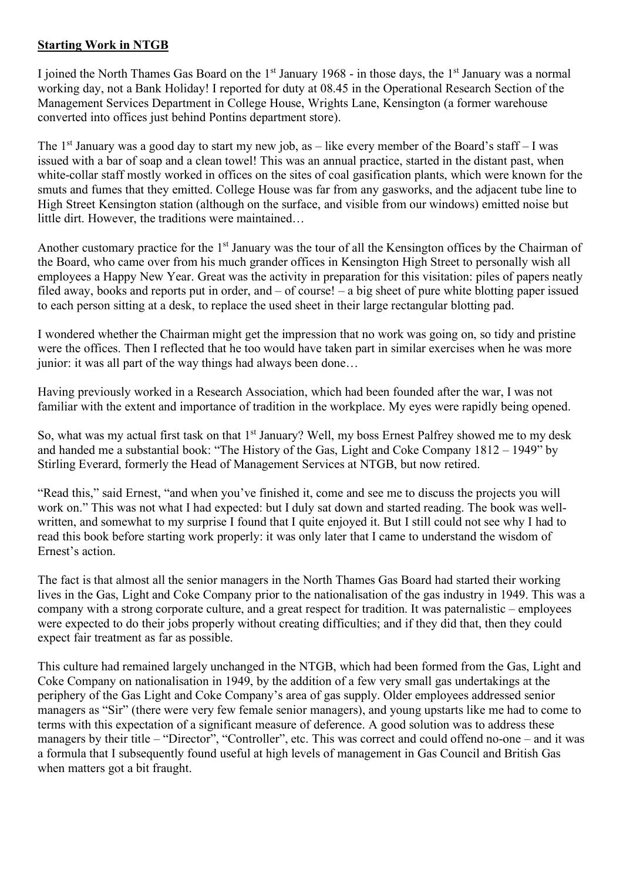## Starting Work in NTGB

I joined the North Thames Gas Board on the 1st January 1968 - in those days, the 1st January was a normal working day, not a Bank Holiday! I reported for duty at 08.45 in the Operational Research Section of the Management Services Department in College House, Wrights Lane, Kensington (a former warehouse converted into offices just behind Pontins department store).

The 1st January was a good day to start my new job, as – like every member of the Board's staff – I was issued with a bar of soap and a clean towel! This was an annual practice, started in the distant past, when white-collar staff mostly worked in offices on the sites of coal gasification plants, which were known for the smuts and fumes that they emitted. College House was far from any gasworks, and the adjacent tube line to High Street Kensington station (although on the surface, and visible from our windows) emitted noise but little dirt. However, the traditions were maintained…

Another customary practice for the 1st January was the tour of all the Kensington offices by the Chairman of the Board, who came over from his much grander offices in Kensington High Street to personally wish all employees a Happy New Year. Great was the activity in preparation for this visitation: piles of papers neatly filed away, books and reports put in order, and – of course! – a big sheet of pure white blotting paper issued to each person sitting at a desk, to replace the used sheet in their large rectangular blotting pad.

I wondered whether the Chairman might get the impression that no work was going on, so tidy and pristine were the offices. Then I reflected that he too would have taken part in similar exercises when he was more junior: it was all part of the way things had always been done…

Having previously worked in a Research Association, which had been founded after the war, I was not familiar with the extent and importance of tradition in the workplace. My eyes were rapidly being opened.

So, what was my actual first task on that 1st January? Well, my boss Ernest Palfrey showed me to my desk and handed me a substantial book: "The History of the Gas, Light and Coke Company 1812 – 1949" by Stirling Everard, formerly the Head of Management Services at NTGB, but now retired.

"Read this," said Ernest, "and when you've finished it, come and see me to discuss the projects you will work on." This was not what I had expected: but I duly sat down and started reading. The book was well-written, and somewhat to my surprise I found that I quite enjoyed it. But I still could not see why I had to read this book before starting work properly: it was only later that I came to understand the wisdom of Ernest's action.

The fact is that almost all the senior managers in the North Thames Gas Board had started their working lives in the Gas, Light and Coke Company prior to the nationalisation of the gas industry in 1949. This was a company with a strong corporate culture, and a great respect for tradition. It was paternalistic – employees were expected to do their jobs properly without creating difficulties; and if they did that, then they could expect fair treatment as far as possible.

This culture had remained largely unchanged in the NTGB, which had been formed from the Gas, Light and Coke Company on nationalisation in 1949, by the addition of a few very small gas undertakings at the periphery of the Gas Light and Coke Company's area of gas supply. Older employees addressed senior managers as "Sir" (there were very few female senior managers), and young upstarts like me had to come to terms with this expectation of a significant measure of deference. A good solution was to address these managers by their title – "Director", "Controller", etc. This was correct and could offend no-one – and it was a formula that I subsequently found useful at high levels of management in Gas Council and British Gas when matters got a bit fraught.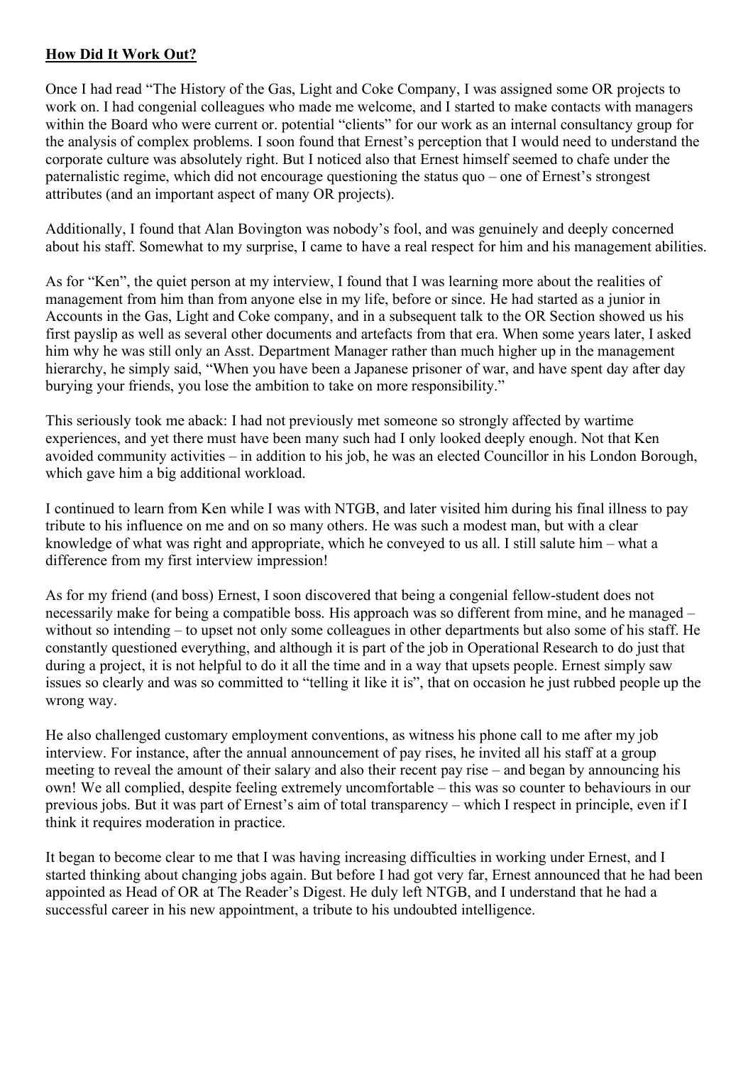## How Did It Work Out?

Once I had read "The History of the Gas, Light and Coke Company, I was assigned some OR projects to work on. I had congenial colleagues who made me welcome, and I started to make contacts with managers within the Board who were current or. potential "clients" for our work as an internal consultancy group for the analysis of complex problems. I soon found that Ernest's perception that I would need to understand the corporate culture was absolutely right. But I noticed also that Ernest himself seemed to chafe under the paternalistic regime, which did not encourage questioning the status quo – one of Ernest's strongest attributes (and an important aspect of many OR projects).

Additionally, I found that Alan Bovington was nobody's fool, and was genuinely and deeply concerned about his staff. Somewhat to my surprise, I came to have a real respect for him and his management abilities.

As for "Ken", the quiet person at my interview, I found that I was learning more about the realities of management from him than from anyone else in my life, before or since. He had started as a junior in Accounts in the Gas, Light and Coke company, and in a subsequent talk to the OR Section showed us his first payslip as well as several other documents and artefacts from that era. When some years later, I asked him why he was still only an Asst. Department Manager rather than much higher up in the management hierarchy, he simply said, "When you have been a Japanese prisoner of war, and have spent day after day burying your friends, you lose the ambition to take on more responsibility."

This seriously took me aback: I had not previously met someone so strongly affected by wartime experiences, and yet there must have been many such had I only looked deeply enough. Not that Ken avoided community activities – in addition to his job, he was an elected Councillor in his London Borough, which gave him a big additional workload.

I continued to learn from Ken while I was with NTGB, and later visited him during his final illness to pay tribute to his influence on me and on so many others. He was such a modest man, but with a clear knowledge of what was right and appropriate, which he conveyed to us all. I still salute him – what a difference from my first interview impression!

As for my friend (and boss) Ernest, I soon discovered that being a congenial fellow-student does not necessarily make for being a compatible boss. His approach was so different from mine, and he managed – without so intending – to upset not only some colleagues in other departments but also some of his staff. He constantly questioned everything, and although it is part of the job in Operational Research to do just that during a project, it is not helpful to do it all the time and in a way that upsets people. Ernest simply saw issues so clearly and was so committed to "telling it like it is", that on occasion he just rubbed people up the wrong way.

He also challenged customary employment conventions, as witness his phone call to me after my job interview. For instance, after the annual announcement of pay rises, he invited all his staff at a group meeting to reveal the amount of their salary and also their recent pay rise – and began by announcing his own! We all complied, despite feeling extremely uncomfortable – this was so counter to behaviours in our previous jobs. But it was part of Ernest's aim of total transparency – which I respect in principle, even if I think it requires moderation in practice.

It began to become clear to me that I was having increasing difficulties in working under Ernest, and I started thinking about changing jobs again. But before I had got very far, Ernest announced that he had been appointed as Head of OR at The Reader's Digest. He duly left NTGB, and I understand that he had a successful career in his new appointment, a tribute to his undoubted intelligence.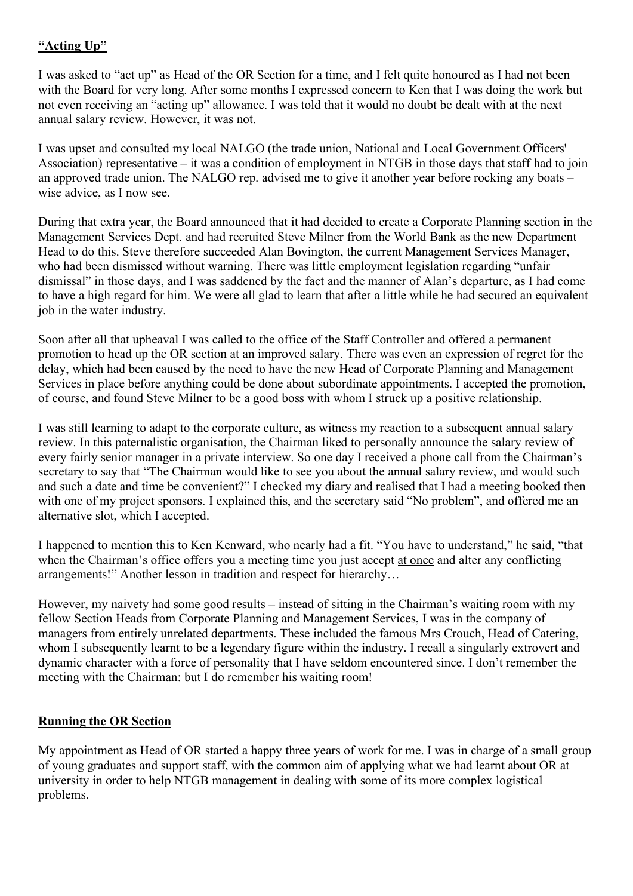**"Acting Up"**

I was asked to "act up" as Head of the OR Section for a time, and I felt quite honoured as I had not been with the Board for very long. After some months I expressed concern to Ken that I was doing the work but not even receiving an "acting up" allowance. I was told that it would no doubt be dealt with at the next annual salary review. However, it was not.

I was upset and consulted my local NALGO (the trade union, National and Local Government Officers' Association) representative – it was a condition of employment in NTGB in those days that staff had to join an approved trade union. The NALGO rep. advised me to give it another year before rocking any boats – wise advice, as I now see.

During that extra year, the Board announced that it had decided to create a Corporate Planning section in the Management Services Dept. and had recruited Steve Milner from the World Bank as the new Department Head to do this. Steve therefore succeeded Alan Bovington, the current Management Services Manager, who had been dismissed without warning. There was little employment legislation regarding "unfair dismissal" in those days, and I was saddened by the fact and the manner of Alan's departure, as I had come to have a high regard for him. We were all glad to learn that after a little while he had secured an equivalent job in the water industry.

Soon after all that upheaval I was called to the office of the Staff Controller and offered a permanent promotion to head up the OR section at an improved salary. There was even an expression of regret for the delay, which had been caused by the need to have the new Head of Corporate Planning and Management Services in place before anything could be done about subordinate appointments. I accepted the promotion, of course, and found Steve Milner to be a good boss with whom I struck up a positive relationship.

I was still learning to adapt to the corporate culture, as witness my reaction to a subsequent annual salary review. In this paternalistic organisation, the Chairman liked to personally announce the salary review of every fairly senior manager in a private interview. So one day I received a phone call from the Chairman's secretary to say that "The Chairman would like to see you about the annual salary review, and would such and such a date and time be convenient?" I checked my diary and realised that I had a meeting booked then with one of my project sponsors. I explained this, and the secretary said "No problem", and offered me an alternative slot, which I accepted.

I happened to mention this to Ken Kenward, who nearly had a fit. "You have to understand," he said, "that when the Chairman's office offers you a meeting time you just accept <u>at once</u> and alter any conflicting arrangements!" Another lesson in tradition and respect for hierarchy…

However, my naivety had some good results – instead of sitting in the Chairman's waiting room with my fellow Section Heads from Corporate Planning and Management Services, I was in the company of managers from entirely unrelated departments. These included the famous Mrs Crouch, Head of Catering, whom I subsequently learnt to be a legendary figure within the industry. I recall a singularly extrovert and dynamic character with a force of personality that I have seldom encountered since. I don't remember the meeting with the Chairman: but I do remember his waiting room!

**Running the OR Section**

My appointment as Head of OR started a happy three years of work for me. I was in charge of a small group of young graduates and support staff, with the common aim of applying what we had learnt about OR at university in order to help NTGB management in dealing with some of its more complex logistical problems.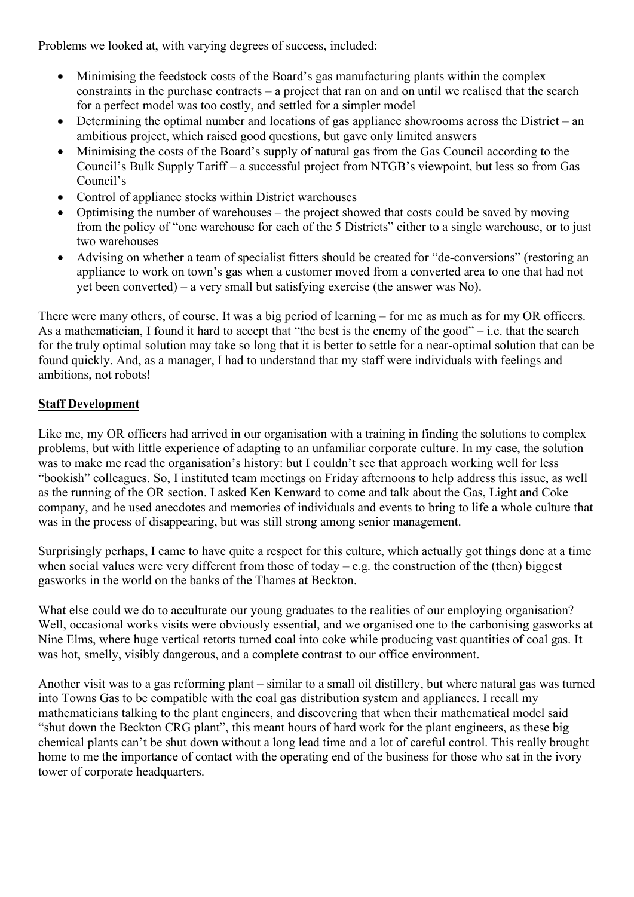Problems we looked at, with varying degrees of success, included:

- Minimising the feedstock costs of the Board's gas manufacturing plants within the complex constraints in the purchase contracts – a project that ran on and on until we realised that the search for a perfect model was too costly, and settled for a simpler model
- Determining the optimal number and locations of gas appliance showrooms across the District – an ambitious project, which raised good questions, but gave only limited answers
- Minimising the costs of the Board's supply of natural gas from the Gas Council according to the Council's Bulk Supply Tariff – a successful project from NTGB's viewpoint, but less so from Gas Council's
- Control of appliance stocks within District warehouses
- Optimising the number of warehouses – the project showed that costs could be saved by moving from the policy of "one warehouse for each of the 5 Districts" either to a single warehouse, or to just two warehouses
- Advising on whether a team of specialist fitters should be created for "de-conversions" (restoring an appliance to work on town's gas when a customer moved from a converted area to one that had not yet been converted) – a very small but satisfying exercise (the answer was No).

There were many others, of course. It was a big period of learning – for me as much as for my OR officers. As a mathematician, I found it hard to accept that "the best is the enemy of the good" – i.e. that the search for the truly optimal solution may take so long that it is better to settle for a near-optimal solution that can be found quickly. And, as a manager, I had to understand that my staff were individuals with feelings and ambitions, not robots!

## Staff Development

Like me, my OR officers had arrived in our organisation with a training in finding the solutions to complex problems, but with little experience of adapting to an unfamiliar corporate culture. In my case, the solution was to make me read the organisation's history: but I couldn't see that approach working well for less "bookish" colleagues. So, I instituted team meetings on Friday afternoons to help address this issue, as well as the running of the OR section. I asked Ken Kenward to come and talk about the Gas, Light and Coke company, and he used anecdotes and memories of individuals and events to bring to life a whole culture that was in the process of disappearing, but was still strong among senior management.

Surprisingly perhaps, I came to have quite a respect for this culture, which actually got things done at a time when social values were very different from those of today – e.g. the construction of the (then) biggest gasworks in the world on the banks of the Thames at Beckton.

What else could we do to acculturate our young graduates to the realities of our employing organisation? Well, occasional works visits were obviously essential, and we organised one to the carbonising gasworks at Nine Elms, where huge vertical retorts turned coal into coke while producing vast quantities of coal gas. It was hot, smelly, visibly dangerous, and a complete contrast to our office environment.

Another visit was to a gas reforming plant – similar to a small oil distillery, but where natural gas was turned into Towns Gas to be compatible with the coal gas distribution system and appliances. I recall my mathematicians talking to the plant engineers, and discovering that when their mathematical model said "shut down the Beckton CRG plant", this meant hours of hard work for the plant engineers, as these big chemical plants can't be shut down without a long lead time and a lot of careful control. This really brought home to me the importance of contact with the operating end of the business for those who sat in the ivory tower of corporate headquarters.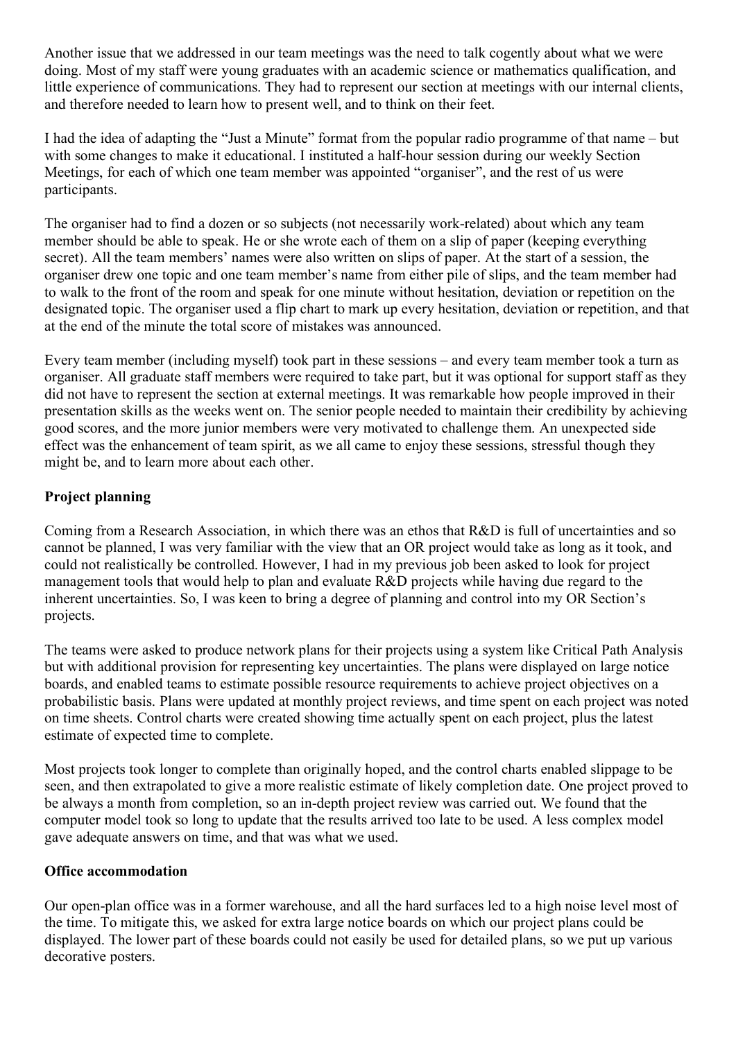Another issue that we addressed in our team meetings was the need to talk cogently about what we were doing. Most of my staff were young graduates with an academic science or mathematics qualification, and little experience of communications. They had to represent our section at meetings with our internal clients, and therefore needed to learn how to present well, and to think on their feet.

I had the idea of adapting the "Just a Minute" format from the popular radio programme of that name – but with some changes to make it educational. I instituted a half-hour session during our weekly Section Meetings, for each of which one team member was appointed "organiser", and the rest of us were participants.

The organiser had to find a dozen or so subjects (not necessarily work-related) about which any team member should be able to speak. He or she wrote each of them on a slip of paper (keeping everything secret). All the team members' names were also written on slips of paper. At the start of a session, the organiser drew one topic and one team member's name from either pile of slips, and the team member had to walk to the front of the room and speak for one minute without hesitation, deviation or repetition on the designated topic. The organiser used a flip chart to mark up every hesitation, deviation or repetition, and that at the end of the minute the total score of mistakes was announced.

Every team member (including myself) took part in these sessions – and every team member took a turn as organiser. All graduate staff members were required to take part, but it was optional for support staff as they did not have to represent the section at external meetings. It was remarkable how people improved in their presentation skills as the weeks went on. The senior people needed to maintain their credibility by achieving good scores, and the more junior members were very motivated to challenge them. An unexpected side effect was the enhancement of team spirit, as we all came to enjoy these sessions, stressful though they might be, and to learn more about each other.

**Project planning**

Coming from a Research Association, in which there was an ethos that R&D is full of uncertainties and so cannot be planned, I was very familiar with the view that an OR project would take as long as it took, and could not realistically be controlled. However, I had in my previous job been asked to look for project management tools that would help to plan and evaluate R&D projects while having due regard to the inherent uncertainties. So, I was keen to bring a degree of planning and control into my OR Section's projects.

The teams were asked to produce network plans for their projects using a system like Critical Path Analysis but with additional provision for representing key uncertainties. The plans were displayed on large notice boards, and enabled teams to estimate possible resource requirements to achieve project objectives on a probabilistic basis. Plans were updated at monthly project reviews, and time spent on each project was noted on time sheets. Control charts were created showing time actually spent on each project, plus the latest estimate of expected time to complete.

Most projects took longer to complete than originally hoped, and the control charts enabled slippage to be seen, and then extrapolated to give a more realistic estimate of likely completion date. One project proved to be always a month from completion, so an in-depth project review was carried out. We found that the computer model took so long to update that the results arrived too late to be used. A less complex model gave adequate answers on time, and that was what we used.

**Office accommodation**

Our open-plan office was in a former warehouse, and all the hard surfaces led to a high noise level most of the time. To mitigate this, we asked for extra large notice boards on which our project plans could be displayed. The lower part of these boards could not easily be used for detailed plans, so we put up various decorative posters.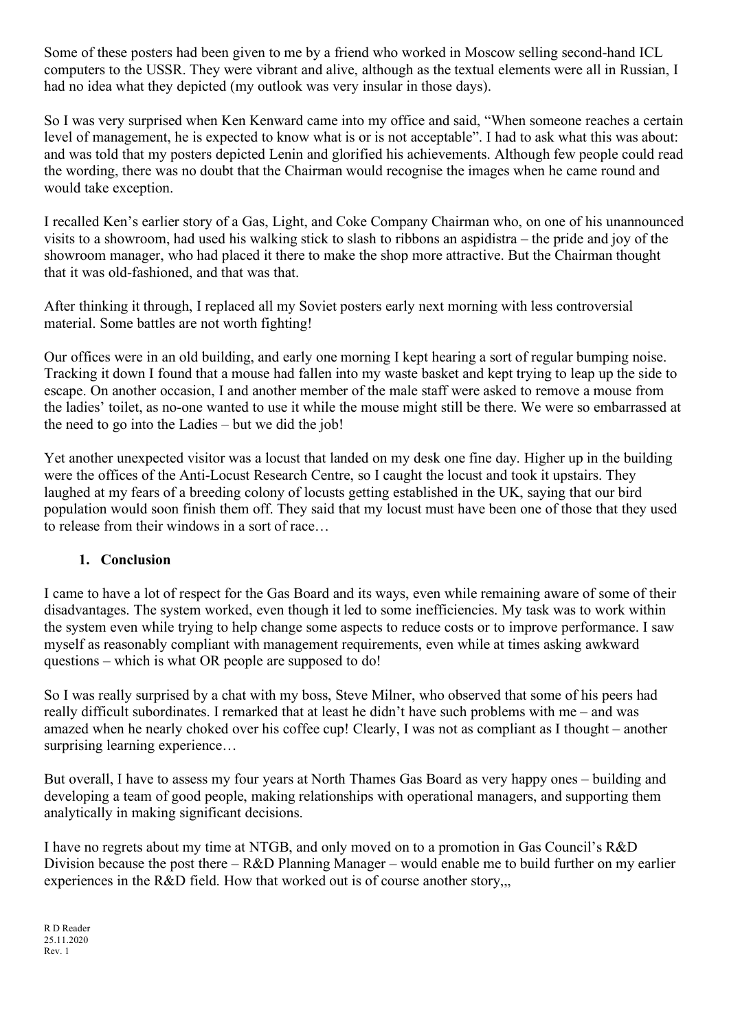Some of these posters had been given to me by a friend who worked in Moscow selling second-hand ICL computers to the USSR. They were vibrant and alive, although as the textual elements were all in Russian, I had no idea what they depicted (my outlook was very insular in those days).

So I was very surprised when Ken Kenward came into my office and said, "When someone reaches a certain level of management, he is expected to know what is or is not acceptable". I had to ask what this was about: and was told that my posters depicted Lenin and glorified his achievements. Although few people could read the wording, there was no doubt that the Chairman would recognise the images when he came round and would take exception.

I recalled Ken's earlier story of a Gas, Light, and Coke Company Chairman who, on one of his unannounced visits to a showroom, had used his walking stick to slash to ribbons an aspidistra – the pride and joy of the showroom manager, who had placed it there to make the shop more attractive. But the Chairman thought that it was old-fashioned, and that was that.

After thinking it through, I replaced all my Soviet posters early next morning with less controversial material. Some battles are not worth fighting!

Our offices were in an old building, and early one morning I kept hearing a sort of regular bumping noise. Tracking it down I found that a mouse had fallen into my waste basket and kept trying to leap up the side to escape. On another occasion, I and another member of the male staff were asked to remove a mouse from the ladies' toilet, as no-one wanted to use it while the mouse might still be there. We were so embarrassed at the need to go into the Ladies – but we did the job!

Yet another unexpected visitor was a locust that landed on my desk one fine day. Higher up in the building were the offices of the Anti-Locust Research Centre, so I caught the locust and took it upstairs. They laughed at my fears of a breeding colony of locusts getting established in the UK, saying that our bird population would soon finish them off. They said that my locust must have been one of those that they used to release from their windows in a sort of race…

## 1. Conclusion

I came to have a lot of respect for the Gas Board and its ways, even while remaining aware of some of their disadvantages. The system worked, even though it led to some inefficiencies. My task was to work within the system even while trying to help change some aspects to reduce costs or to improve performance. I saw myself as reasonably compliant with management requirements, even while at times asking awkward questions – which is what OR people are supposed to do!

So I was really surprised by a chat with my boss, Steve Milner, who observed that some of his peers had really difficult subordinates. I remarked that at least he didn't have such problems with me – and was amazed when he nearly choked over his coffee cup! Clearly, I was not as compliant as I thought – another surprising learning experience…

But overall, I have to assess my four years at North Thames Gas Board as very happy ones – building and developing a team of good people, making relationships with operational managers, and supporting them analytically in making significant decisions.

I have no regrets about my time at NTGB, and only moved on to a promotion in Gas Council's R&D Division because the post there – R&D Planning Manager – would enable me to build further on my earlier experiences in the R&D field. How that worked out is of course another story,,,

R D Reader
25.11.2020
Rev. 1